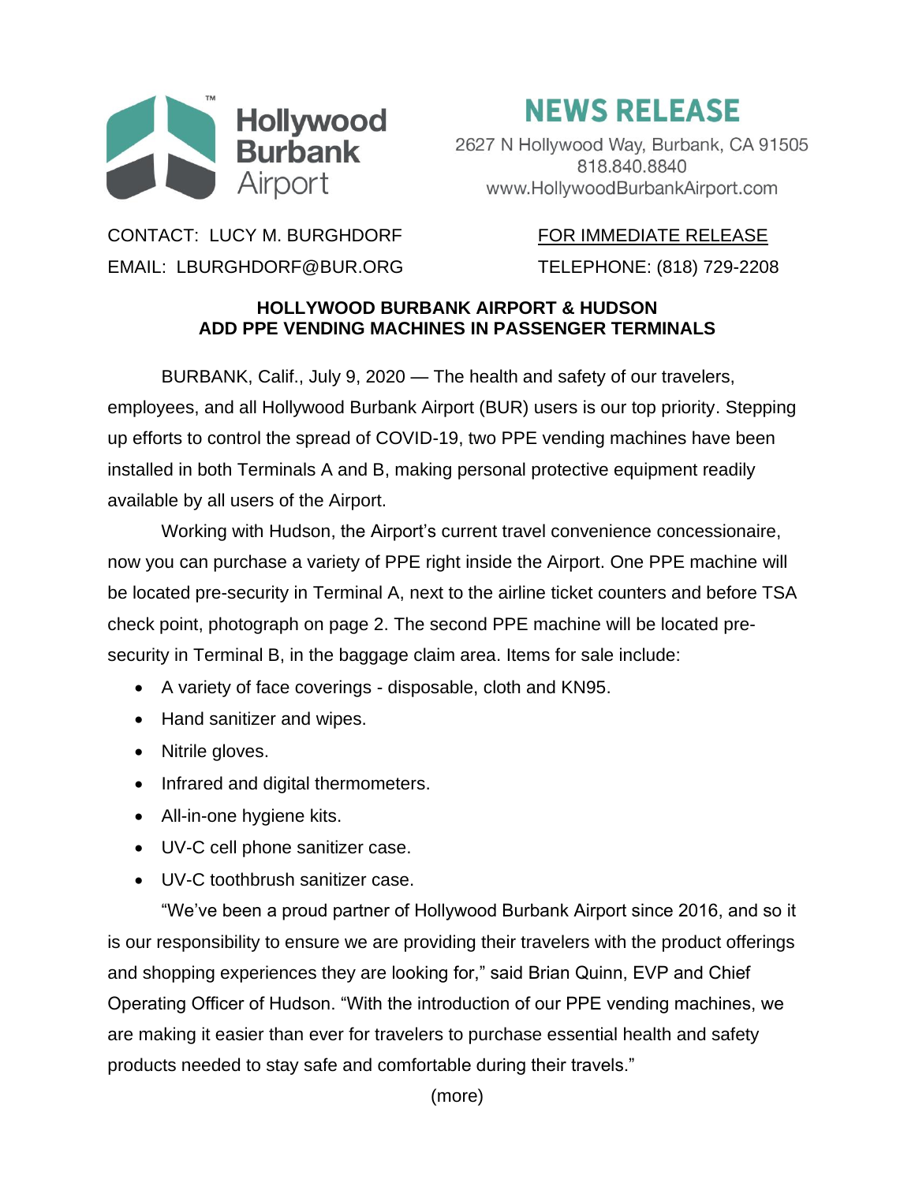Hollywood Burbank Airport

# NEWS RELEASE

2627 N Hollywood Way, Burbank, CA 91505
818.840.8840
www.HollywoodBurbankAirport.com

CONTACT: LUCY M. BURGHDORF
EMAIL: LBURGHDORF@BUR.ORG

FOR IMMEDIATE RELEASE
TELEPHONE: (818) 729-2208

## HOLLYWOOD BURBANK AIRPORT & HUDSON ADD PPE VENDING MACHINES IN PASSENGER TERMINALS

BURBANK, Calif., July 9, 2020 — The health and safety of our travelers, employees, and all Hollywood Burbank Airport (BUR) users is our top priority. Stepping up efforts to control the spread of COVID-19, two PPE vending machines have been installed in both Terminals A and B, making personal protective equipment readily available by all users of the Airport.

Working with Hudson, the Airport's current travel convenience concessionaire, now you can purchase a variety of PPE right inside the Airport. One PPE machine will be located pre-security in Terminal A, next to the airline ticket counters and before TSA check point, photograph on page 2. The second PPE machine will be located pre-security in Terminal B, in the baggage claim area. Items for sale include:

- A variety of face coverings - disposable, cloth and KN95.
- Hand sanitizer and wipes.
- Nitrile gloves.
- Infrared and digital thermometers.
- All-in-one hygiene kits.
- UV-C cell phone sanitizer case.
- UV-C toothbrush sanitizer case.

"We've been a proud partner of Hollywood Burbank Airport since 2016, and so it is our responsibility to ensure we are providing their travelers with the product offerings and shopping experiences they are looking for," said Brian Quinn, EVP and Chief Operating Officer of Hudson. "With the introduction of our PPE vending machines, we are making it easier than ever for travelers to purchase essential health and safety products needed to stay safe and comfortable during their travels."

(more)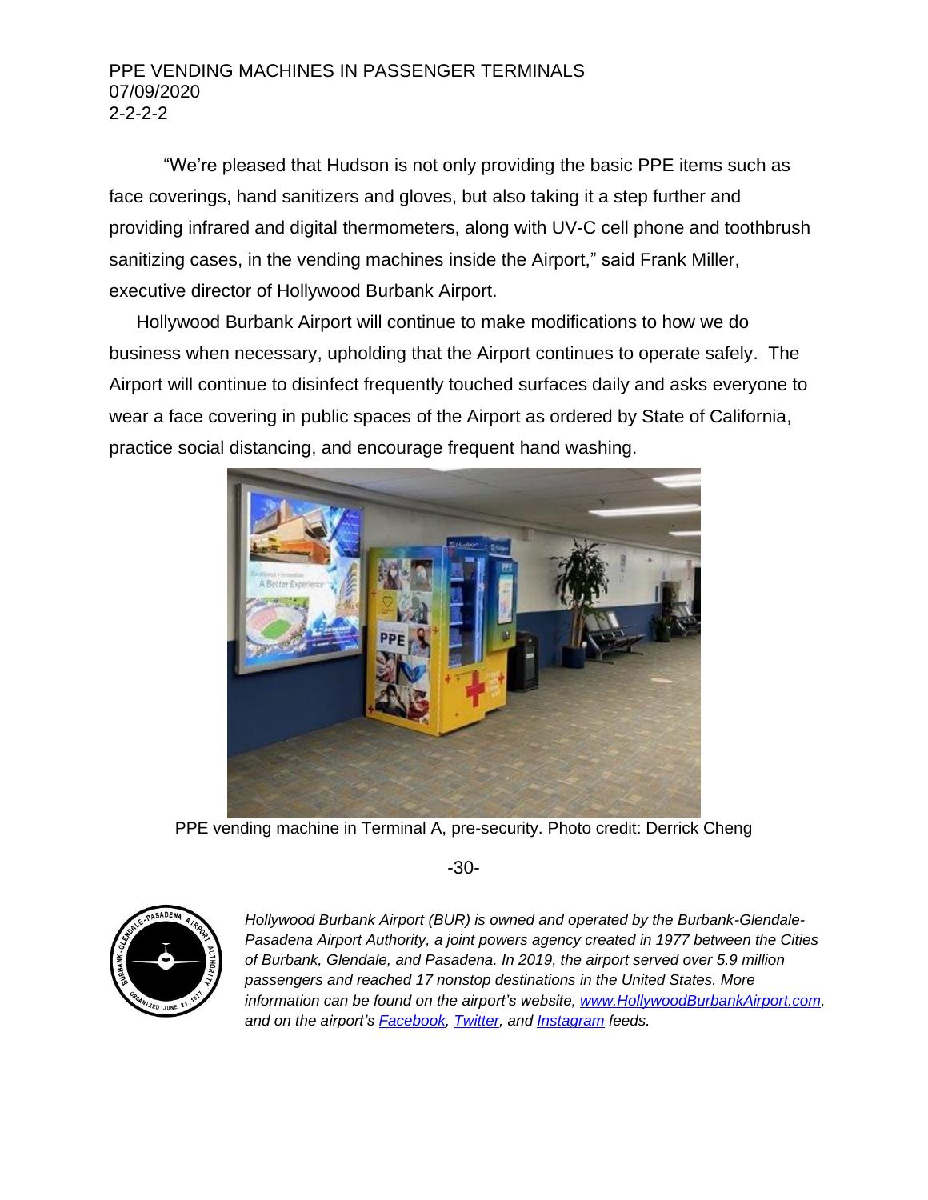"We're pleased that Hudson is not only providing the basic PPE items such as face coverings, hand sanitizers and gloves, but also taking it a step further and providing infrared and digital thermometers, along with UV-C cell phone and toothbrush sanitizing cases, in the vending machines inside the Airport," said Frank Miller, executive director of Hollywood Burbank Airport.

Hollywood Burbank Airport will continue to make modifications to how we do business when necessary, upholding that the Airport continues to operate safely. The Airport will continue to disinfect frequently touched surfaces daily and asks everyone to wear a face covering in public spaces of the Airport as ordered by State of California, practice social distancing, and encourage frequent hand washing.

PPE vending machine in Terminal A, pre-security. Photo credit: Derrick Cheng

-30-

*Hollywood Burbank Airport (BUR) is owned and operated by the Burbank-Glendale-Pasadena Airport Authority, a joint powers agency created in 1977 between the Cities of Burbank, Glendale, and Pasadena. In 2019, the airport served over 5.9 million passengers and reached 17 nonstop destinations in the United States. More information can be found on the airport's website, [www.HollywoodBurbankAirport.com](www.HollywoodBurbankAirport.com), and on the airport's Facebook, Twitter, and Instagram feeds.*